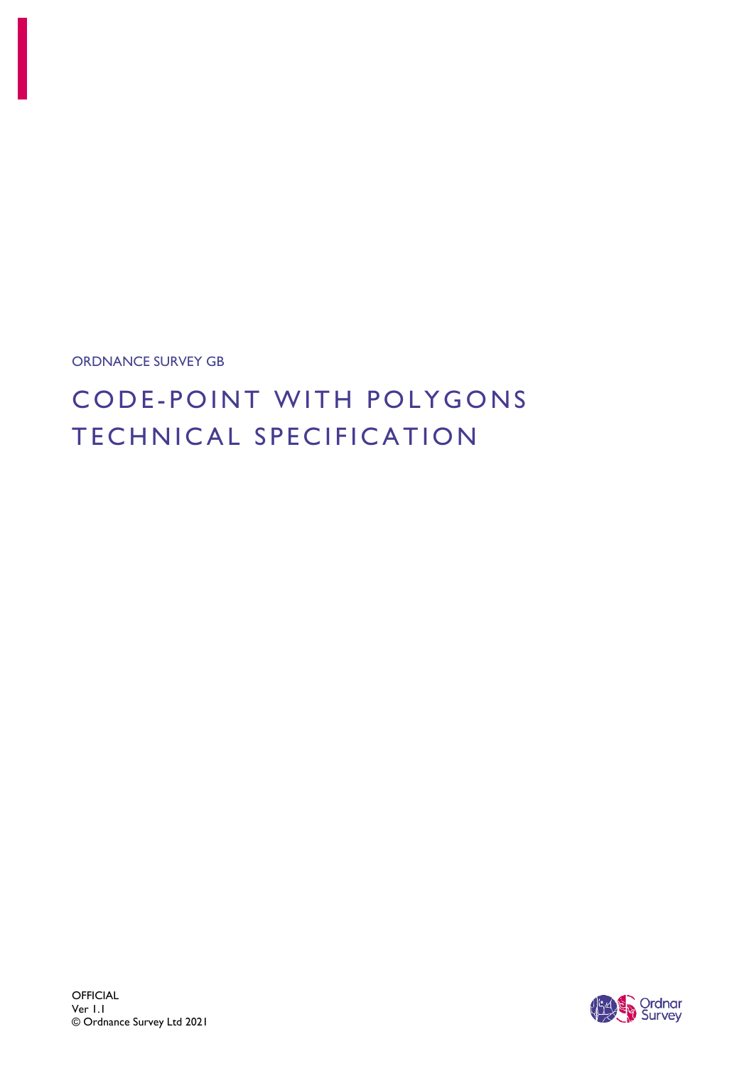ORDNANCE SURVEY GB

# CODE-POINT WITH POLYGONS TECHNICAL SPECIFICATION

OFFICIAL
Ver 1.1
© Ordnance Survey Ltd 2021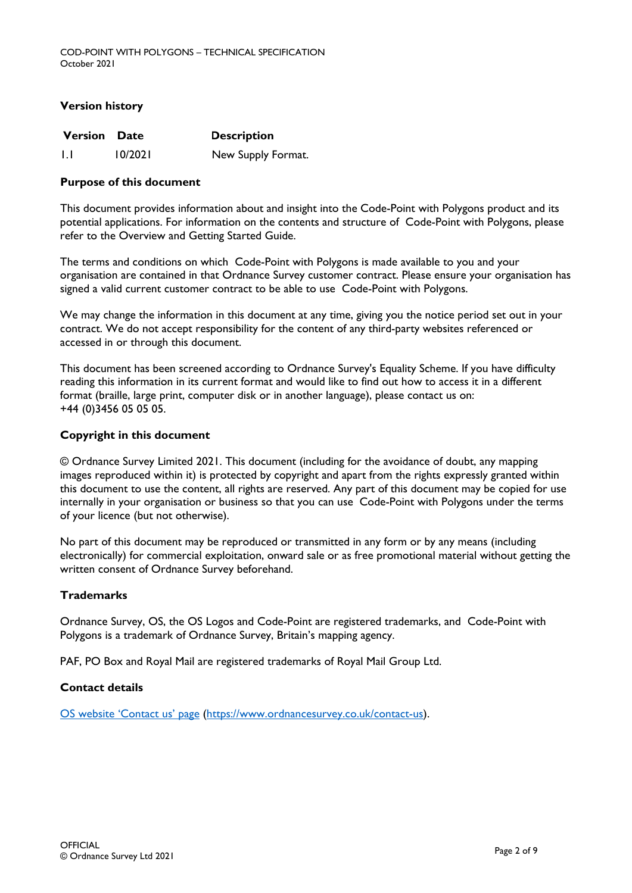## Version history

| Version | Date | Description |
| --- | --- | --- |
| 1.1 | 10/2021 | New Supply Format. |

## Purpose of this document

This document provides information about and insight into the Code-Point with Polygons product and its potential applications. For information on the contents and structure of Code-Point with Polygons, please refer to the Overview and Getting Started Guide.

The terms and conditions on which Code-Point with Polygons is made available to you and your organisation are contained in that Ordnance Survey customer contract. Please ensure your organisation has signed a valid current customer contract to be able to use Code-Point with Polygons.

We may change the information in this document at any time, giving you the notice period set out in your contract. We do not accept responsibility for the content of any third-party websites referenced or accessed in or through this document.

This document has been screened according to Ordnance Survey's Equality Scheme. If you have difficulty reading this information in its current format and would like to find out how to access it in a different format (braille, large print, computer disk or in another language), please contact us on: +44 (0)3456 05 05 05.

## Copyright in this document

© Ordnance Survey Limited 2021. This document (including for the avoidance of doubt, any mapping images reproduced within it) is protected by copyright and apart from the rights expressly granted within this document to use the content, all rights are reserved. Any part of this document may be copied for use internally in your organisation or business so that you can use Code-Point with Polygons under the terms of your licence (but not otherwise).

No part of this document may be reproduced or transmitted in any form or by any means (including electronically) for commercial exploitation, onward sale or as free promotional material without getting the written consent of Ordnance Survey beforehand.

## Trademarks

Ordnance Survey, OS, the OS Logos and Code-Point are registered trademarks, and Code-Point with Polygons is a trademark of Ordnance Survey, Britain's mapping agency.

PAF, PO Box and Royal Mail are registered trademarks of Royal Mail Group Ltd.

## Contact details

[OS website 'Contact us' page](https://www.ordnancesurvey.co.uk/contact-us) (https://www.ordnancesurvey.co.uk/contact-us).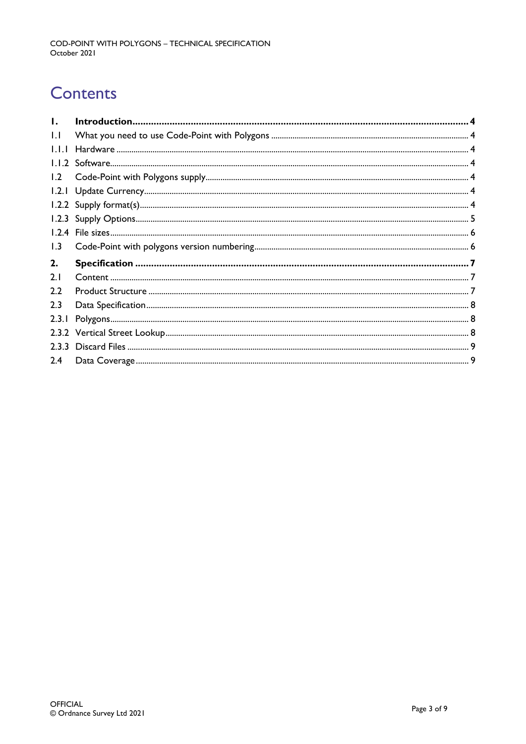# Contents

| | | |
|---|---|---|
| **1.** | **Introduction** | **4** |
| 1.1 | What you need to use Code-Point with Polygons | 4 |
| 1.1.1 | Hardware | 4 |
| 1.1.2 | Software | 4 |
| 1.2 | Code-Point with Polygons supply | 4 |
| 1.2.1 | Update Currency | 4 |
| 1.2.2 | Supply format(s) | 4 |
| 1.2.3 | Supply Options | 5 |
| 1.2.4 | File sizes | 6 |
| 1.3 | Code-Point with polygons version numbering | 6 |
| **2.** | **Specification** | **7** |
| 2.1 | Content | 7 |
| 2.2 | Product Structure | 7 |
| 2.3 | Data Specification | 8 |
| 2.3.1 | Polygons | 8 |
| 2.3.2 | Vertical Street Lookup | 8 |
| 2.3.3 | Discard Files | 9 |
| 2.4 | Data Coverage | 9 |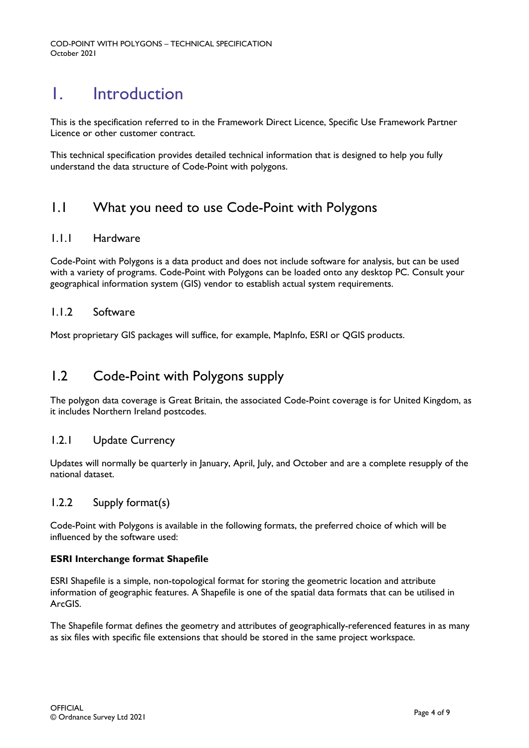# 1. Introduction

This is the specification referred to in the Framework Direct Licence, Specific Use Framework Partner Licence or other customer contract.

This technical specification provides detailed technical information that is designed to help you fully understand the data structure of Code-Point with polygons.

## 1.1 What you need to use Code-Point with Polygons

### 1.1.1 Hardware

Code-Point with Polygons is a data product and does not include software for analysis, but can be used with a variety of programs. Code-Point with Polygons can be loaded onto any desktop PC. Consult your geographical information system (GIS) vendor to establish actual system requirements.

### 1.1.2 Software

Most proprietary GIS packages will suffice, for example, MapInfo, ESRI or QGIS products.

## 1.2 Code-Point with Polygons supply

The polygon data coverage is Great Britain, the associated Code-Point coverage is for United Kingdom, as it includes Northern Ireland postcodes.

### 1.2.1 Update Currency

Updates will normally be quarterly in January, April, July, and October and are a complete resupply of the national dataset.

### 1.2.2 Supply format(s)

Code-Point with Polygons is available in the following formats, the preferred choice of which will be influenced by the software used:

**ESRI Interchange format Shapefile**

ESRI Shapefile is a simple, non-topological format for storing the geometric location and attribute information of geographic features. A Shapefile is one of the spatial data formats that can be utilised in ArcGIS.

The Shapefile format defines the geometry and attributes of geographically-referenced features in as many as six files with specific file extensions that should be stored in the same project workspace.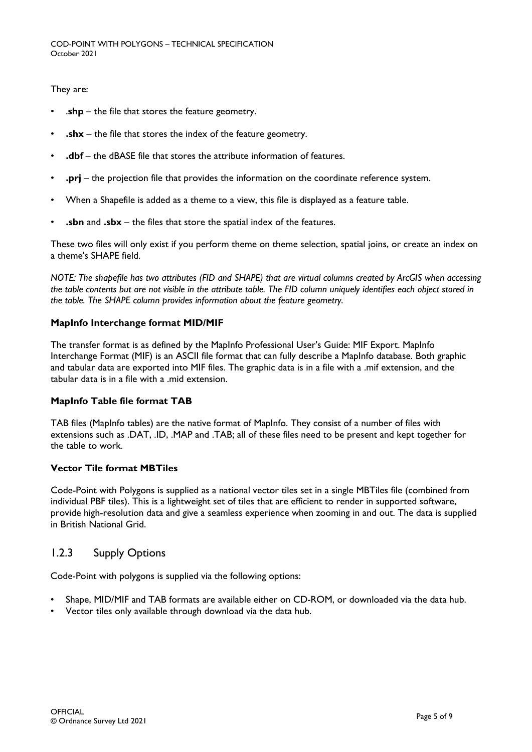They are:

- **.shp** – the file that stores the feature geometry.
- **.shx** – the file that stores the index of the feature geometry.
- **.dbf** – the dBASE file that stores the attribute information of features.
- **.prj** – the projection file that provides the information on the coordinate reference system.
- When a Shapefile is added as a theme to a view, this file is displayed as a feature table.
- **.sbn** and **.sbx** – the files that store the spatial index of the features.

These two files will only exist if you perform theme on theme selection, spatial joins, or create an index on a theme's SHAPE field.

*NOTE: The shapefile has two attributes (FID and SHAPE) that are virtual columns created by ArcGIS when accessing the table contents but are not visible in the attribute table. The FID column uniquely identifies each object stored in the table. The SHAPE column provides information about the feature geometry.*

**MapInfo Interchange format MID/MIF**

The transfer format is as defined by the MapInfo Professional User's Guide: MIF Export. MapInfo Interchange Format (MIF) is an ASCII file format that can fully describe a MapInfo database. Both graphic and tabular data are exported into MIF files. The graphic data is in a file with a .mif extension, and the tabular data is in a file with a .mid extension.

**MapInfo Table file format TAB**

TAB files (MapInfo tables) are the native format of MapInfo. They consist of a number of files with extensions such as .DAT, .ID, .MAP and .TAB; all of these files need to be present and kept together for the table to work.

**Vector Tile format MBTiles**

Code-Point with Polygons is supplied as a national vector tiles set in a single MBTiles file (combined from individual PBF tiles). This is a lightweight set of tiles that are efficient to render in supported software, provide high-resolution data and give a seamless experience when zooming in and out. The data is supplied in British National Grid.

### 1.2.3 Supply Options

Code-Point with polygons is supplied via the following options:

- Shape, MID/MIF and TAB formats are available either on CD-ROM, or downloaded via the data hub.
- Vector tiles only available through download via the data hub.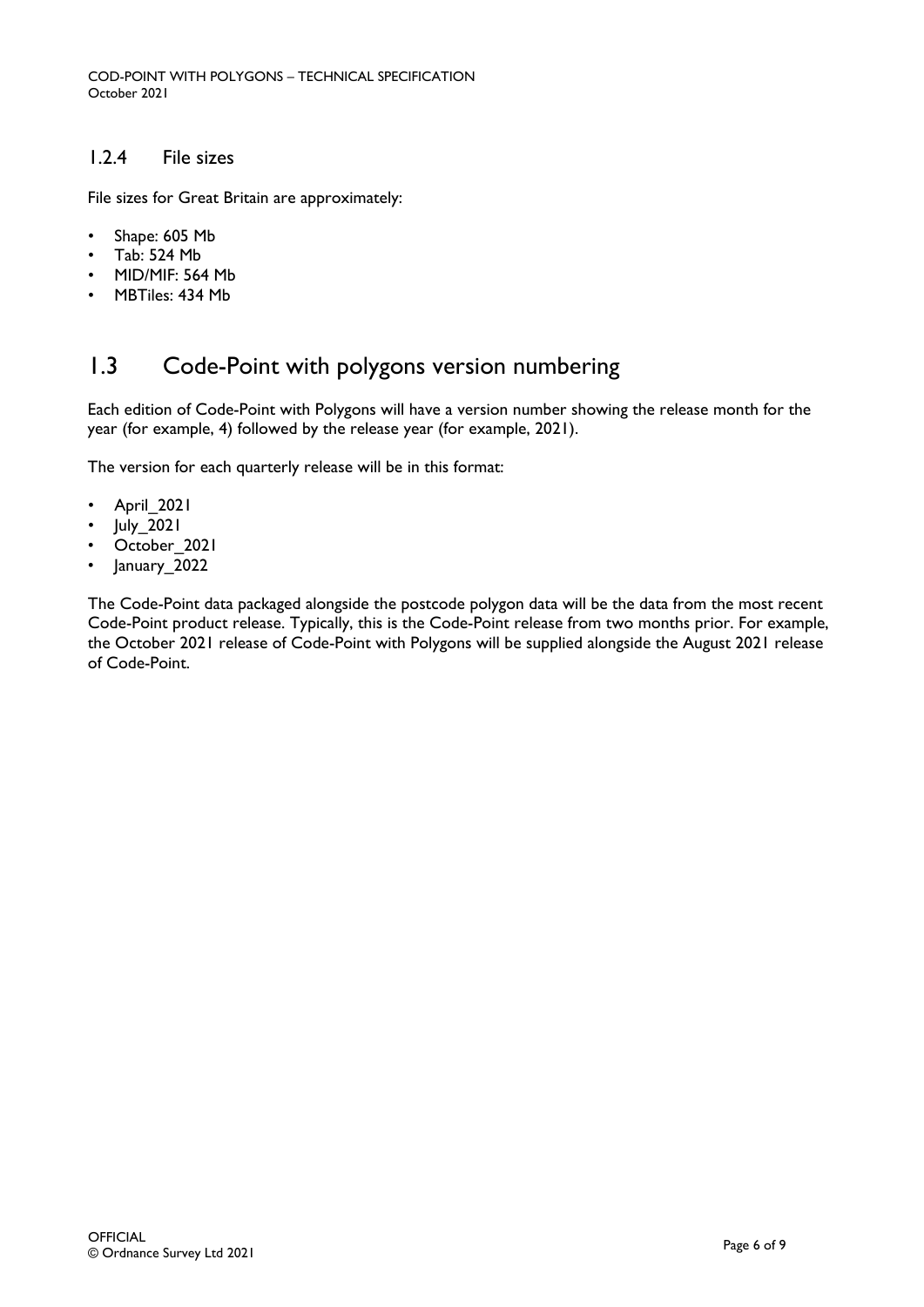### 1.2.4 File sizes

File sizes for Great Britain are approximately:

- Shape: 605 Mb
- Tab: 524 Mb
- MID/MIF: 564 Mb
- MBTiles: 434 Mb

## 1.3 Code-Point with polygons version numbering

Each edition of Code-Point with Polygons will have a version number showing the release month for the year (for example, 4) followed by the release year (for example, 2021).

The version for each quarterly release will be in this format:

- April_2021
- July_2021
- October_2021
- January_2022

The Code-Point data packaged alongside the postcode polygon data will be the data from the most recent Code-Point product release. Typically, this is the Code-Point release from two months prior. For example, the October 2021 release of Code-Point with Polygons will be supplied alongside the August 2021 release of Code-Point.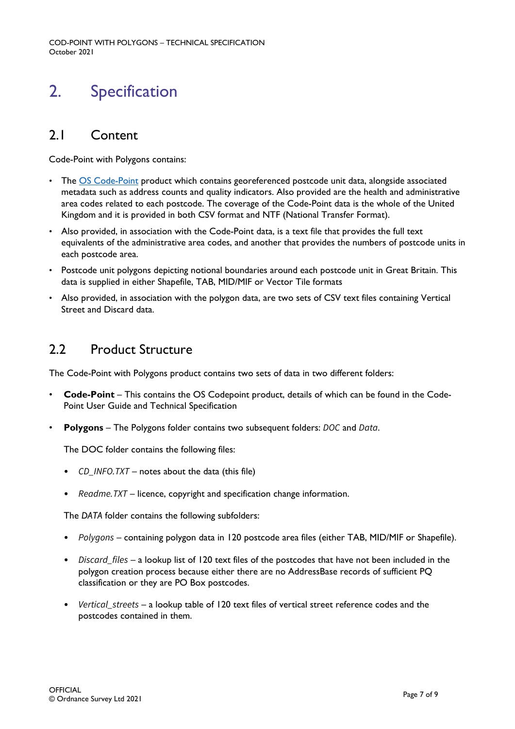# 2. Specification

## 2.1 Content

Code-Point with Polygons contains:

- The [OS Code-Point](#) product which contains georeferenced postcode unit data, alongside associated metadata such as address counts and quality indicators. Also provided are the health and administrative area codes related to each postcode. The coverage of the Code-Point data is the whole of the United Kingdom and it is provided in both CSV format and NTF (National Transfer Format).
- Also provided, in association with the Code-Point data, is a text file that provides the full text equivalents of the administrative area codes, and another that provides the numbers of postcode units in each postcode area.
- Postcode unit polygons depicting notional boundaries around each postcode unit in Great Britain. This data is supplied in either Shapefile, TAB, MID/MIF or Vector Tile formats
- Also provided, in association with the polygon data, are two sets of CSV text files containing Vertical Street and Discard data.

## 2.2 Product Structure

The Code-Point with Polygons product contains two sets of data in two different folders:

- **Code-Point** – This contains the OS Codepoint product, details of which can be found in the Code-Point User Guide and Technical Specification
- **Polygons** – The Polygons folder contains two subsequent folders: *DOC* and *Data*.

  The DOC folder contains the following files:

  - *CD_INFO.TXT* – notes about the data (this file)
  - *Readme.TXT* – licence, copyright and specification change information.

  The *DATA* folder contains the following subfolders:

  - *Polygons* – containing polygon data in 120 postcode area files (either TAB, MID/MIF or Shapefile).
  - *Discard_files* – a lookup list of 120 text files of the postcodes that have not been included in the polygon creation process because either there are no AddressBase records of sufficient PQ classification or they are PO Box postcodes.
  - *Vertical_streets* – a lookup table of 120 text files of vertical street reference codes and the postcodes contained in them.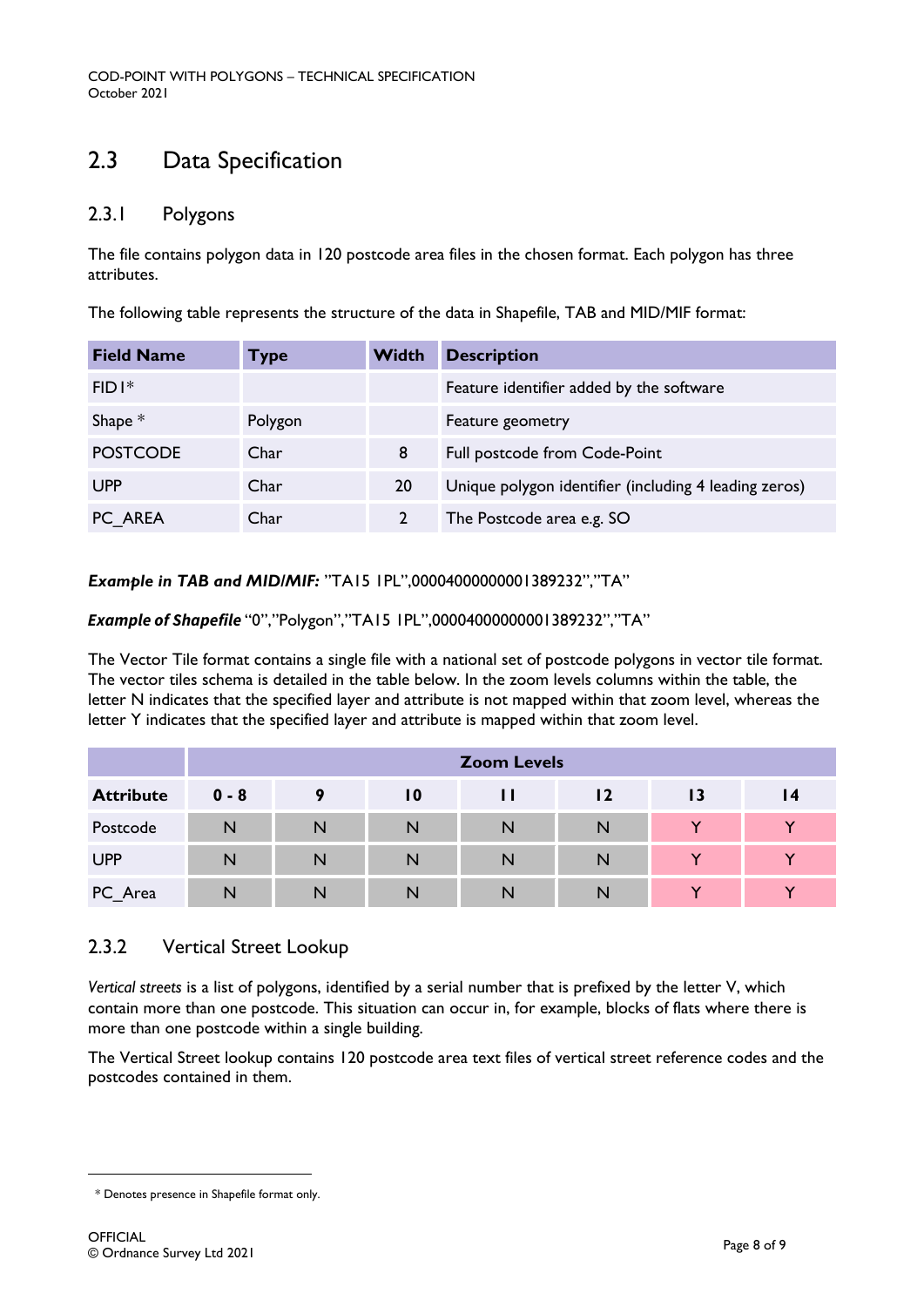## 2.3 Data Specification

### 2.3.1 Polygons

The file contains polygon data in 120 postcode area files in the chosen format. Each polygon has three attributes.

The following table represents the structure of the data in Shapefile, TAB and MID/MIF format:

| Field Name | Type | Width | Description |
|---|---|---|---|
| FID1* | | | Feature identifier added by the software |
| Shape * | Polygon | | Feature geometry |
| POSTCODE | Char | 8 | Full postcode from Code-Point |
| UPP | Char | 20 | Unique polygon identifier (including 4 leading zeros) |
| PC_AREA | Char | 2 | The Postcode area e.g. SO |

***Example in TAB and MID/MIF:*** "TA15 1PL",00004000000001389232","TA"

***Example of Shapefile*** "0","Polygon","TA15 1PL",00004000000001389232","TA"

The Vector Tile format contains a single file with a national set of postcode polygons in vector tile format. The vector tiles schema is detailed in the table below. In the zoom levels columns within the table, the letter N indicates that the specified layer and attribute is not mapped within that zoom level, whereas the letter Y indicates that the specified layer and attribute is mapped within that zoom level.

| | Zoom Levels | | | | | | |
|---|---|---|---|---|---|---|---|
| **Attribute** | **0 - 8** | **9** | **10** | **11** | **12** | **13** | **14** |
| Postcode | N | N | N | N | N | Y | Y |
| UPP | N | N | N | N | N | Y | Y |
| PC_Area | N | N | N | N | N | Y | Y |

### 2.3.2 Vertical Street Lookup

*Vertical streets* is a list of polygons, identified by a serial number that is prefixed by the letter V, which contain more than one postcode. This situation can occur in, for example, blocks of flats where there is more than one postcode within a single building.

The Vertical Street lookup contains 120 postcode area text files of vertical street reference codes and the postcodes contained in them.

* Denotes presence in Shapefile format only.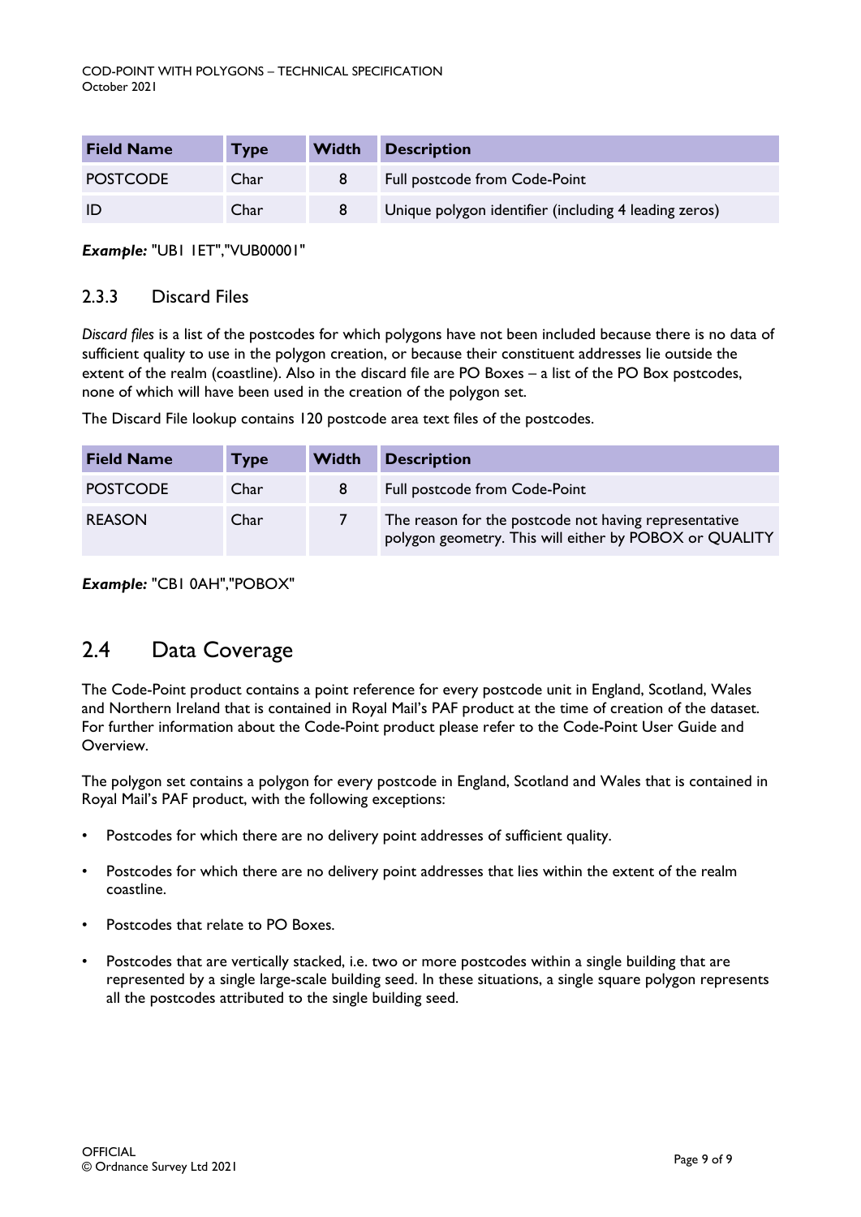| Field Name | Type | Width | Description |
|---|---|---|---|
| POSTCODE | Char | 8 | Full postcode from Code-Point |
| ID | Char | 8 | Unique polygon identifier (including 4 leading zeros) |

***Example:*** "UB1 1ET","VUB00001"

### 2.3.3 Discard Files

*Discard files* is a list of the postcodes for which polygons have not been included because there is no data of sufficient quality to use in the polygon creation, or because their constituent addresses lie outside the extent of the realm (coastline). Also in the discard file are PO Boxes – a list of the PO Box postcodes, none of which will have been used in the creation of the polygon set.

The Discard File lookup contains 120 postcode area text files of the postcodes.

| Field Name | Type | Width | Description |
|---|---|---|---|
| POSTCODE | Char | 8 | Full postcode from Code-Point |
| REASON | Char | 7 | The reason for the postcode not having representative polygon geometry. This will either by POBOX or QUALITY |

***Example:*** "CB1 0AH","POBOX"

## 2.4 Data Coverage

The Code-Point product contains a point reference for every postcode unit in England, Scotland, Wales and Northern Ireland that is contained in Royal Mail's PAF product at the time of creation of the dataset. For further information about the Code-Point product please refer to the Code-Point User Guide and Overview.

The polygon set contains a polygon for every postcode in England, Scotland and Wales that is contained in Royal Mail's PAF product, with the following exceptions:

- Postcodes for which there are no delivery point addresses of sufficient quality.
- Postcodes for which there are no delivery point addresses that lies within the extent of the realm coastline.
- Postcodes that relate to PO Boxes.
- Postcodes that are vertically stacked, i.e. two or more postcodes within a single building that are represented by a single large-scale building seed. In these situations, a single square polygon represents all the postcodes attributed to the single building seed.